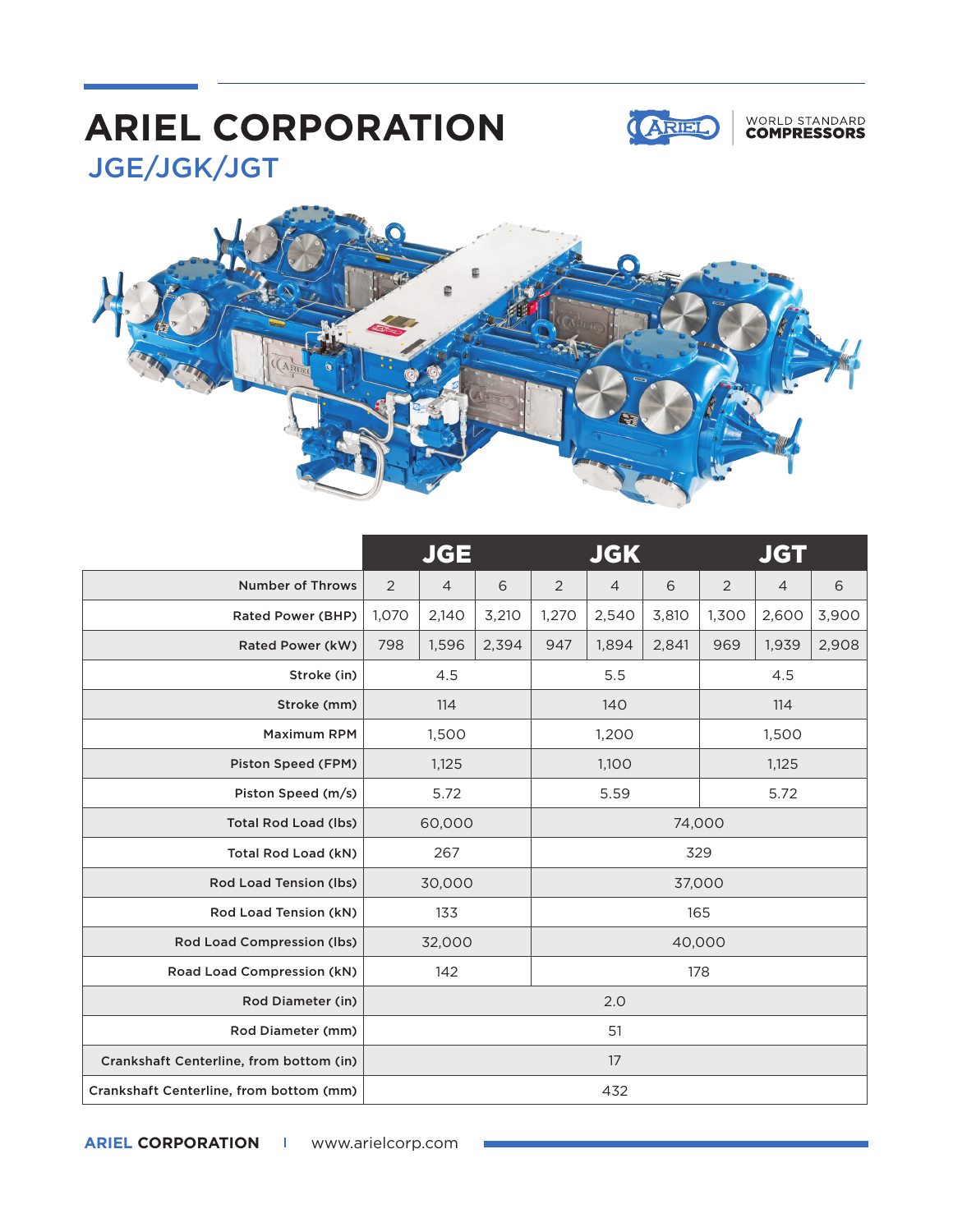# ARIEL CORPORATION

## JGE/JGK/JGT

WORLD STANDARD **COMPRESSORS**

| | JGE | | | JGK | | | JGT | | |
|---|---|---|---|---|---|---|---|---|---|
| Number of Throws | 2 | 4 | 6 | 2 | 4 | 6 | 2 | 4 | 6 |
| Rated Power (BHP) | 1,070 | 2,140 | 3,210 | 1,270 | 2,540 | 3,810 | 1,300 | 2,600 | 3,900 |
| Rated Power (kW) | 798 | 1,596 | 2,394 | 947 | 1,894 | 2,841 | 969 | 1,939 | 2,908 |
| Stroke (in) | 4.5 | | | 5.5 | | | 4.5 | | |
| Stroke (mm) | 114 | | | 140 | | | 114 | | |
| Maximum RPM | 1,500 | | | 1,200 | | | 1,500 | | |
| Piston Speed (FPM) | 1,125 | | | 1,100 | | | 1,125 | | |
| Piston Speed (m/s) | 5.72 | | | 5.59 | | | 5.72 | | |
| Total Rod Load (lbs) | 60,000 | | | 74,000 | | | | | |
| Total Rod Load (kN) | 267 | | | 329 | | | | | |
| Rod Load Tension (lbs) | 30,000 | | | 37,000 | | | | | |
| Rod Load Tension (kN) | 133 | | | 165 | | | | | |
| Rod Load Compression (lbs) | 32,000 | | | 40,000 | | | | | |
| Road Load Compression (kN) | 142 | | | 178 | | | | | |
| Rod Diameter (in) | 2.0 | | | | | | | | |
| Rod Diameter (mm) | 51 | | | | | | | | |
| Crankshaft Centerline, from bottom (in) | 17 | | | | | | | | |
| Crankshaft Centerline, from bottom (mm) | 432 | | | | | | | | |

**ARIEL CORPORATION** | www.arielcorp.com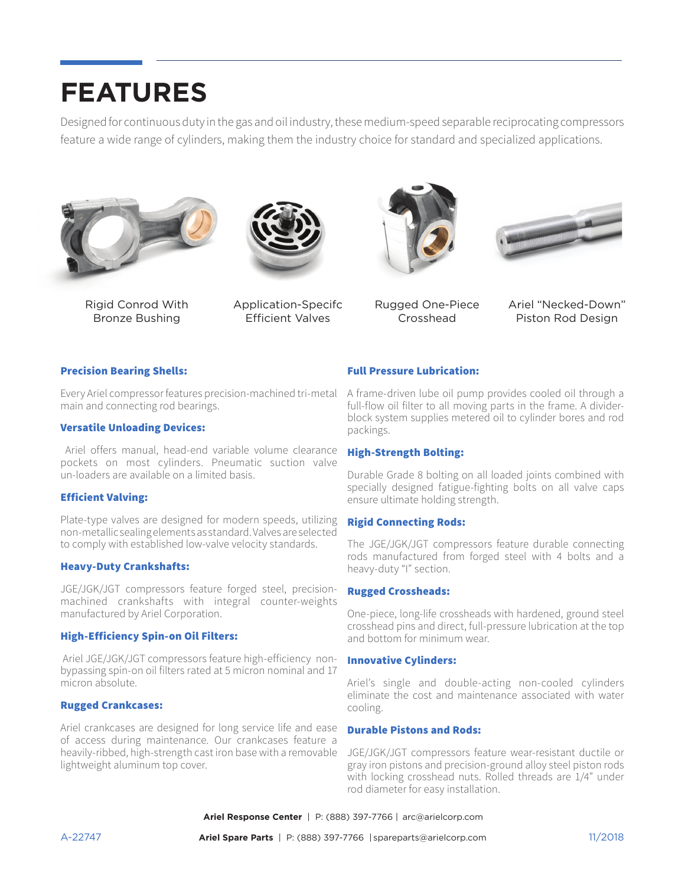# FEATURES

Designed for continuous duty in the gas and oil industry, these medium-speed separable reciprocating compressors feature a wide range of cylinders, making them the industry choice for standard and specialized applications.

Rigid Conrod With Bronze Bushing

Application-Specifc Efficient Valves

Rugged One-Piece Crosshead

Ariel "Necked-Down" Piston Rod Design

### Precision Bearing Shells:

Every Ariel compressor features precision-machined tri-metal main and connecting rod bearings.

### Versatile Unloading Devices:

Ariel offers manual, head-end variable volume clearance pockets on most cylinders. Pneumatic suction valve un-loaders are available on a limited basis.

### Efficient Valving:

Plate-type valves are designed for modern speeds, utilizing non-metallic sealing elements as standard. Valves are selected to comply with established low-valve velocity standards.

### Heavy-Duty Crankshafts:

JGE/JGK/JGT compressors feature forged steel, precision-machined crankshafts with integral counter-weights manufactured by Ariel Corporation.

### High-Efficiency Spin-on Oil Filters:

Ariel JGE/JGK/JGT compressors feature high-efficiency non-bypassing spin-on oil filters rated at 5 micron nominal and 17 micron absolute.

### Rugged Crankcases:

Ariel crankcases are designed for long service life and ease of access during maintenance. Our crankcases feature a heavily-ribbed, high-strength cast iron base with a removable lightweight aluminum top cover.

### Full Pressure Lubrication:

A frame-driven lube oil pump provides cooled oil through a full-flow oil filter to all moving parts in the frame. A divider-block system supplies metered oil to cylinder bores and rod packings.

### High-Strength Bolting:

Durable Grade 8 bolting on all loaded joints combined with specially designed fatigue-fighting bolts on all valve caps ensure ultimate holding strength.

### Rigid Connecting Rods:

The JGE/JGK/JGT compressors feature durable connecting rods manufactured from forged steel with 4 bolts and a heavy-duty "I" section.

### Rugged Crossheads:

One-piece, long-life crossheads with hardened, ground steel crosshead pins and direct, full-pressure lubrication at the top and bottom for minimum wear.

### Innovative Cylinders:

Ariel's single and double-acting non-cooled cylinders eliminate the cost and maintenance associated with water cooling.

### Durable Pistons and Rods:

JGE/JGK/JGT compressors feature wear-resistant ductile or gray iron pistons and precision-ground alloy steel piston rods with locking crosshead nuts. Rolled threads are 1/4" under rod diameter for easy installation.

**Ariel Response Center** | P: (888) 397-7766 | arc@arielcorp.com

**Ariel Spare Parts** | P: (888) 397-7766 | spareparts@arielcorp.com

A-22747

11/2018